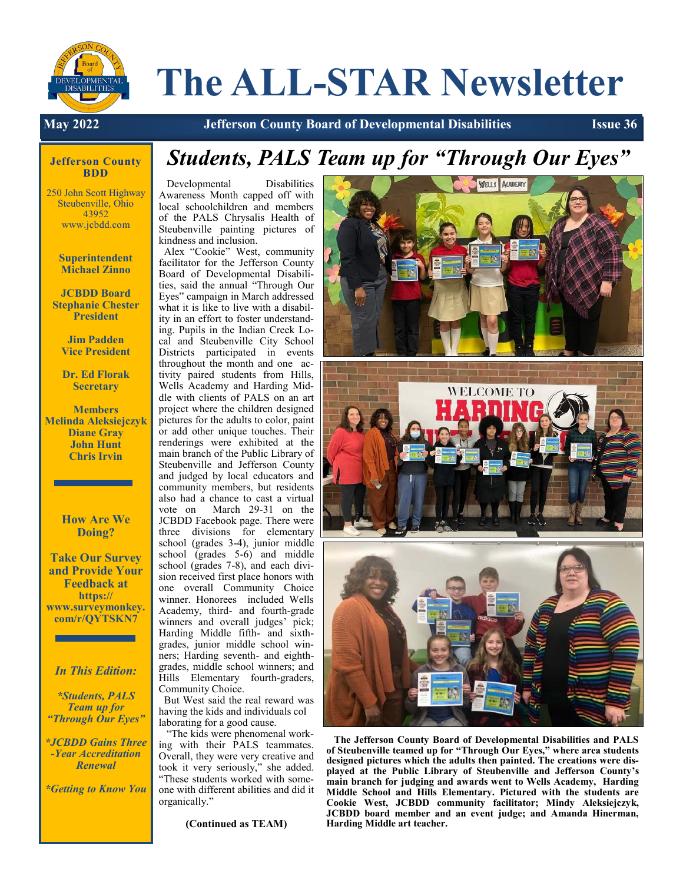# The ALL-STAR Newsletter

**May 2022** | **Jefferson County Board of Developmental Disabilities** | **Issue 36**

**Jefferson County BDD**

250 John Scott Highway
Steubenville, Ohio 43952
www.jcbdd.com

**Superintendent**
**Michael Zinno**

**JCBDD Board**
**Stephanie Chester**
**President**

**Jim Padden**
**Vice President**

**Dr. Ed Florak**
**Secretary**

**Members**
**Melinda Aleksiejczyk**
**Diane Gray**
**John Hunt**
**Chris Irvin**

**How Are We Doing?**

**Take Our Survey and Provide Your Feedback at https://www.surveymonkey.com/r/QYTSKN7**

***In This Edition:***

****Students, PALS Team up for "Through Our Eyes"***

****JCBDD Gains Three-Year Accreditation Renewal***

****Getting to Know You***

## *Students, PALS Team up for "Through Our Eyes"*

Developmental Disabilities Awareness Month capped off with local schoolchildren and members of the PALS Chrysalis Health of Steubenville painting pictures of kindness and inclusion.

Alex "Cookie" West, community facilitator for the Jefferson County Board of Developmental Disabilities, said the annual "Through Our Eyes" campaign in March addressed what it is like to live with a disability in an effort to foster understanding. Pupils in the Indian Creek Local and Steubenville City School Districts participated in events throughout the month and one activity paired students from Hills, Wells Academy and Harding Middle with clients of PALS on an art project where the children designed pictures for the adults to color, paint or add other unique touches. Their renderings were exhibited at the main branch of the Public Library of Steubenville and Jefferson County and judged by local educators and community members, but residents also had a chance to cast a virtual vote on March 29-31 on the JCBDD Facebook page. There were three divisions for elementary school (grades 3-4), junior middle school (grades 5-6) and middle school (grades 7-8), and each division received first place honors with one overall Community Choice winner. Honorees included Wells Academy, third- and fourth-grade winners and overall judges' pick; Harding Middle fifth- and sixth-grades, junior middle school winners; Harding seventh- and eighth-grades, middle school winners; and Hills Elementary fourth-graders, Community Choice.

But West said the real reward was having the kids and individuals col laborating for a good cause.

"The kids were phenomenal working with their PALS teammates. Overall, they were very creative and took it very seriously," she added. "These students worked with someone with different abilities and did it organically."

**(Continued as TEAM)**

**The Jefferson County Board of Developmental Disabilities and PALS of Steubenville teamed up for "Through Our Eyes," where area students designed pictures which the adults then painted. The creations were displayed at the Public Library of Steubenville and Jefferson County's main branch for judging and awards went to Wells Academy, Harding Middle School and Hills Elementary. Pictured with the students are Cookie West, JCBDD community facilitator; Mindy Aleksiejczyk, JCBDD board member and an event judge; and Amanda Hinerman, Harding Middle art teacher.**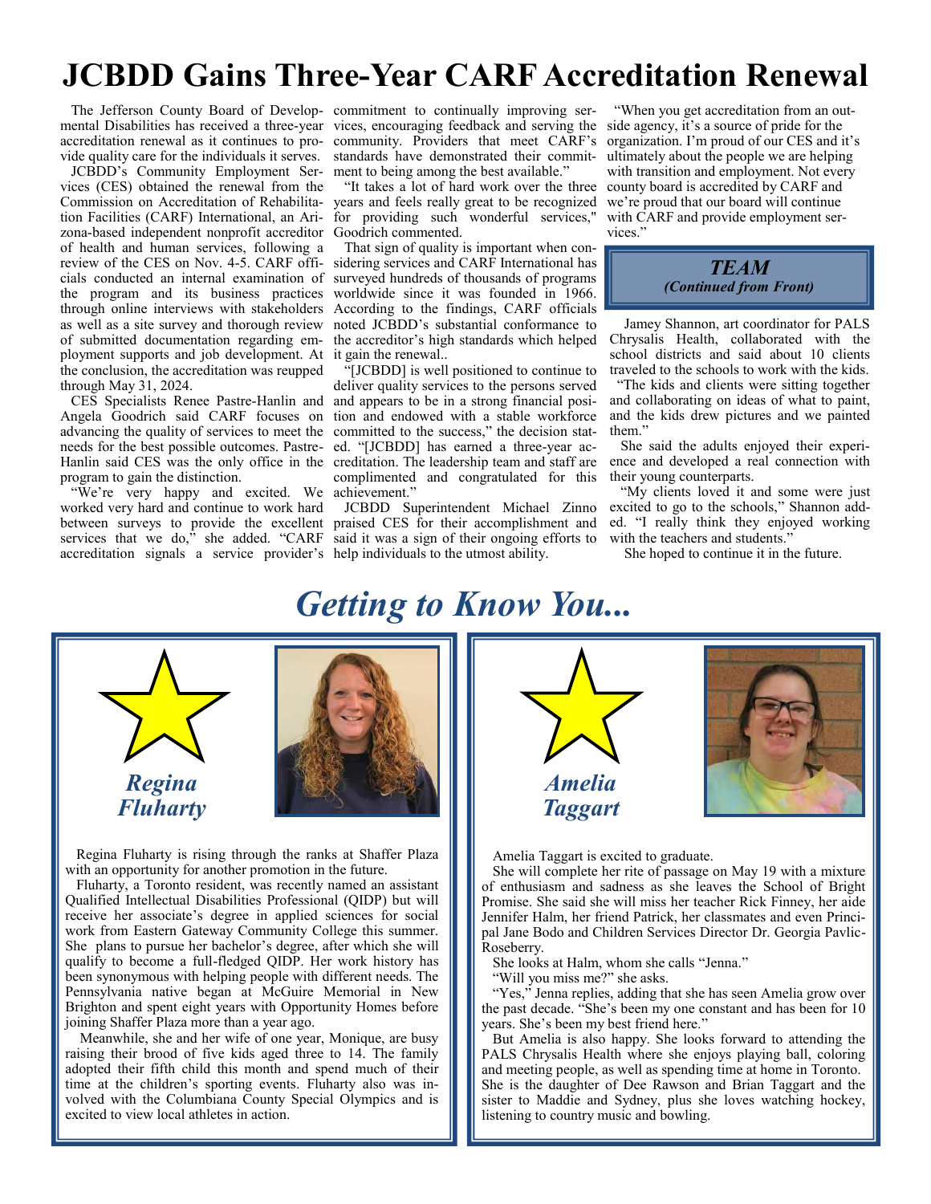# JCBDD Gains Three-Year CARF Accreditation Renewal

The Jefferson County Board of Developmental Disabilities has received a three-year accreditation renewal as it continues to provide quality care for the individuals it serves.

JCBDD's Community Employment Services (CES) obtained the renewal from the Commission on Accreditation of Rehabilitation Facilities (CARF) International, an Arizona-based independent nonprofit accreditor of health and human services, following a review of the CES on Nov. 4-5. CARF officials conducted an internal examination of the program and its business practices through online interviews with stakeholders as well as a site survey and thorough review of submitted documentation regarding employment supports and job development. At the conclusion, the accreditation was reupped through May 31, 2024.

CES Specialists Renee Pastre-Hanlin and Angela Goodrich said CARF focuses on advancing the quality of services to meet the needs for the best possible outcomes. Pastre-Hanlin said CES was the only office in the program to gain the distinction.

"We're very happy and excited. We worked very hard and continue to work hard between surveys to provide the excellent services that we do," she added. "CARF accreditation signals a service provider's commitment to continually improving services, encouraging feedback and serving the community. Providers that meet CARF's standards have demonstrated their commitment to being among the best available."

"It takes a lot of hard work over the three years and feels really great to be recognized for providing such wonderful services," Goodrich commented.

That sign of quality is important when considering services and CARF International has surveyed hundreds of thousands of programs worldwide since it was founded in 1966. According to the findings, CARF officials noted JCBDD's substantial conformance to the accreditor's high standards which helped it gain the renewal..

"[JCBDD] is well positioned to continue to deliver quality services to the persons served and appears to be in a strong financial position and endowed with a stable workforce committed to the success," the decision stated. "[JCBDD] has earned a three-year accreditation. The leadership team and staff are complimented and congratulated for this achievement."

JCBDD Superintendent Michael Zinno praised CES for their accomplishment and said it was a sign of their ongoing efforts to help individuals to the utmost ability.

"When you get accreditation from an outside agency, it's a source of pride for the organization. I'm proud of our CES and it's ultimately about the people we are helping with transition and employment. Not every county board is accredited by CARF and we're proud that our board will continue with CARF and provide employment services."

## *TEAM*
***(Continued from Front)***

Jamey Shannon, art coordinator for PALS Chrysalis Health, collaborated with the school districts and said about 10 clients traveled to the schools to work with the kids.

"The kids and clients were sitting together and collaborating on ideas of what to paint, and the kids drew pictures and we painted them."

She said the adults enjoyed their experience and developed a real connection with their young counterparts.

"My clients loved it and some were just excited to go to the schools," Shannon added. "I really think they enjoyed working with the teachers and students."

She hoped to continue it in the future.

# *Getting to Know You...*

## *Regina Fluharty*

Regina Fluharty is rising through the ranks at Shaffer Plaza with an opportunity for another promotion in the future.

Fluharty, a Toronto resident, was recently named an assistant Qualified Intellectual Disabilities Professional (QIDP) but will receive her associate's degree in applied sciences for social work from Eastern Gateway Community College this summer. She plans to pursue her bachelor's degree, after which she will qualify to become a full-fledged QIDP. Her work history has been synonymous with helping people with different needs. The Pennsylvania native began at McGuire Memorial in New Brighton and spent eight years with Opportunity Homes before joining Shaffer Plaza more than a year ago.

Meanwhile, she and her wife of one year, Monique, are busy raising their brood of five kids aged three to 14. The family adopted their fifth child this month and spend much of their time at the children's sporting events. Fluharty also was involved with the Columbiana County Special Olympics and is excited to view local athletes in action.

## *Amelia Taggart*

Amelia Taggart is excited to graduate.

She will complete her rite of passage on May 19 with a mixture of enthusiasm and sadness as she leaves the School of Bright Promise. She said she will miss her teacher Rick Finney, her aide Jennifer Halm, her friend Patrick, her classmates and even Principal Jane Bodo and Children Services Director Dr. Georgia Pavlic-Roseberry.

She looks at Halm, whom she calls "Jenna."

"Will you miss me?" she asks.

"Yes," Jenna replies, adding that she has seen Amelia grow over the past decade. "She's been my one constant and has been for 10 years. She's been my best friend here."

But Amelia is also happy. She looks forward to attending the PALS Chrysalis Health where she enjoys playing ball, coloring and meeting people, as well as spending time at home in Toronto. She is the daughter of Dee Rawson and Brian Taggart and the sister to Maddie and Sydney, plus she loves watching hockey, listening to country music and bowling.